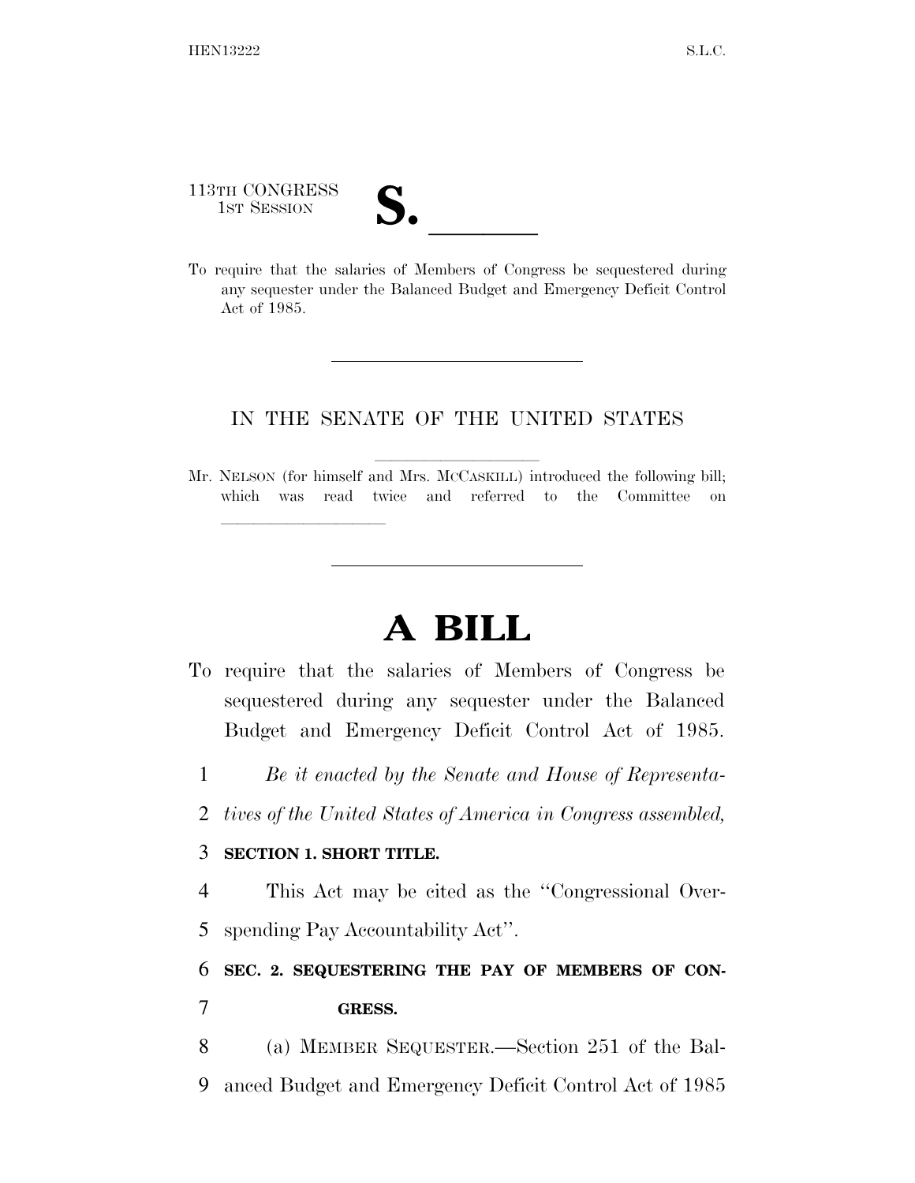113TH CONGRESS
1ST SESSION

# S. ______

To require that the salaries of Members of Congress be sequestered during any sequester under the Balanced Budget and Emergency Deficit Control Act of 1985.

---

IN THE SENATE OF THE UNITED STATES

Mr. NELSON (for himself and Mrs. MCCASKILL) introduced the following bill; which was read twice and referred to the Committee on ______________

---

# A BILL

To require that the salaries of Members of Congress be sequestered during any sequester under the Balanced Budget and Emergency Deficit Control Act of 1985.

1 *Be it enacted by the Senate and House of Representa-*
2 *tives of the United States of America in Congress assembled,*

3 **SECTION 1. SHORT TITLE.**

4 This Act may be cited as the "Congressional Over-
5 spending Pay Accountability Act".

6 **SEC. 2. SEQUESTERING THE PAY OF MEMBERS OF CON-**
7 **GRESS.**

8 (a) MEMBER SEQUESTER.—Section 251 of the Bal-
9 anced Budget and Emergency Deficit Control Act of 1985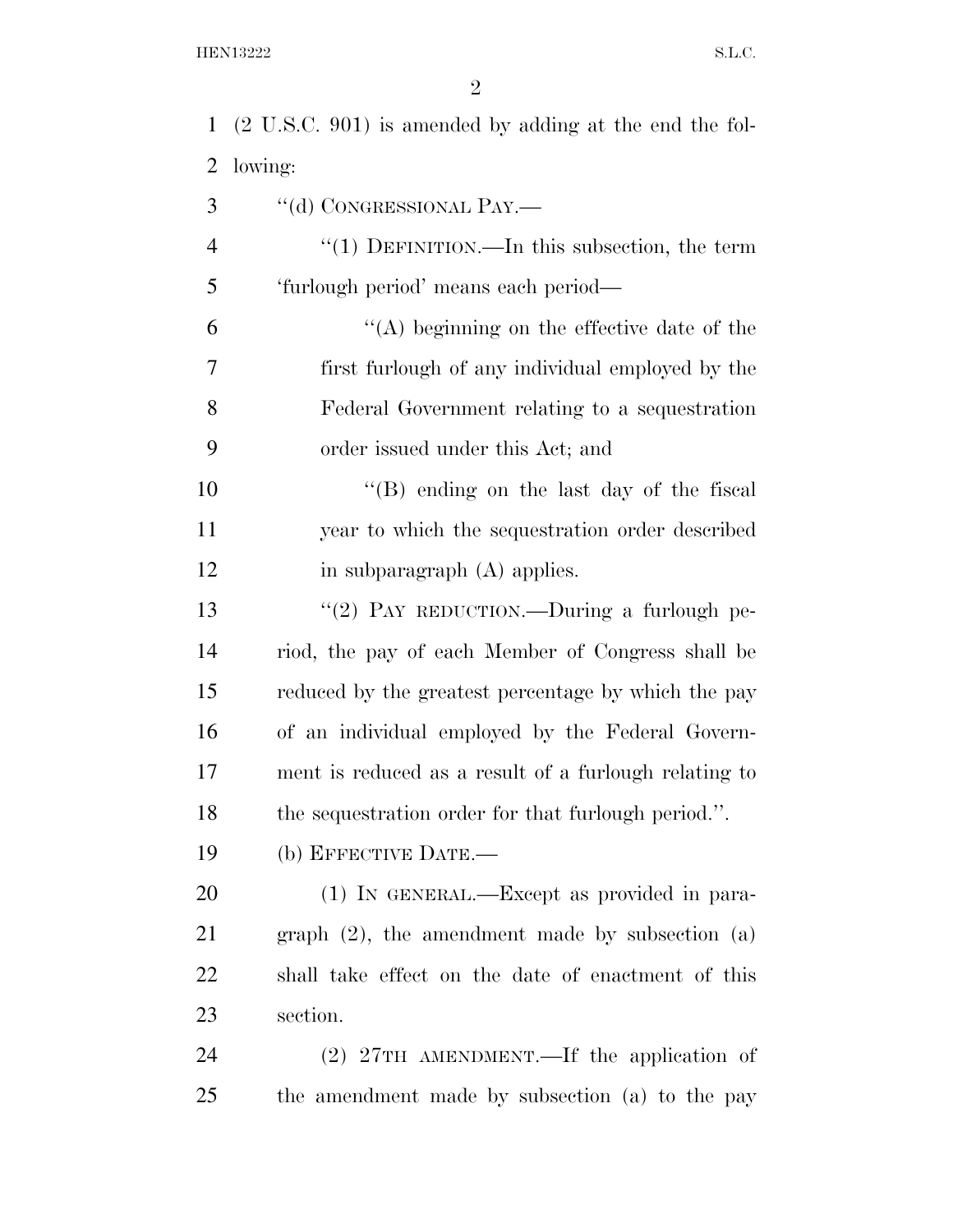(2 U.S.C. 901) is amended by adding at the end the following:

"(d) CONGRESSIONAL PAY.—

"(1) DEFINITION.—In this subsection, the term 'furlough period' means each period—

"(A) beginning on the effective date of the first furlough of any individual employed by the Federal Government relating to a sequestration order issued under this Act; and

"(B) ending on the last day of the fiscal year to which the sequestration order described in subparagraph (A) applies.

"(2) PAY REDUCTION.—During a furlough period, the pay of each Member of Congress shall be reduced by the greatest percentage by which the pay of an individual employed by the Federal Government is reduced as a result of a furlough relating to the sequestration order for that furlough period.".

(b) EFFECTIVE DATE.—

(1) IN GENERAL.—Except as provided in paragraph (2), the amendment made by subsection (a) shall take effect on the date of enactment of this section.

(2) 27TH AMENDMENT.—If the application of the amendment made by subsection (a) to the pay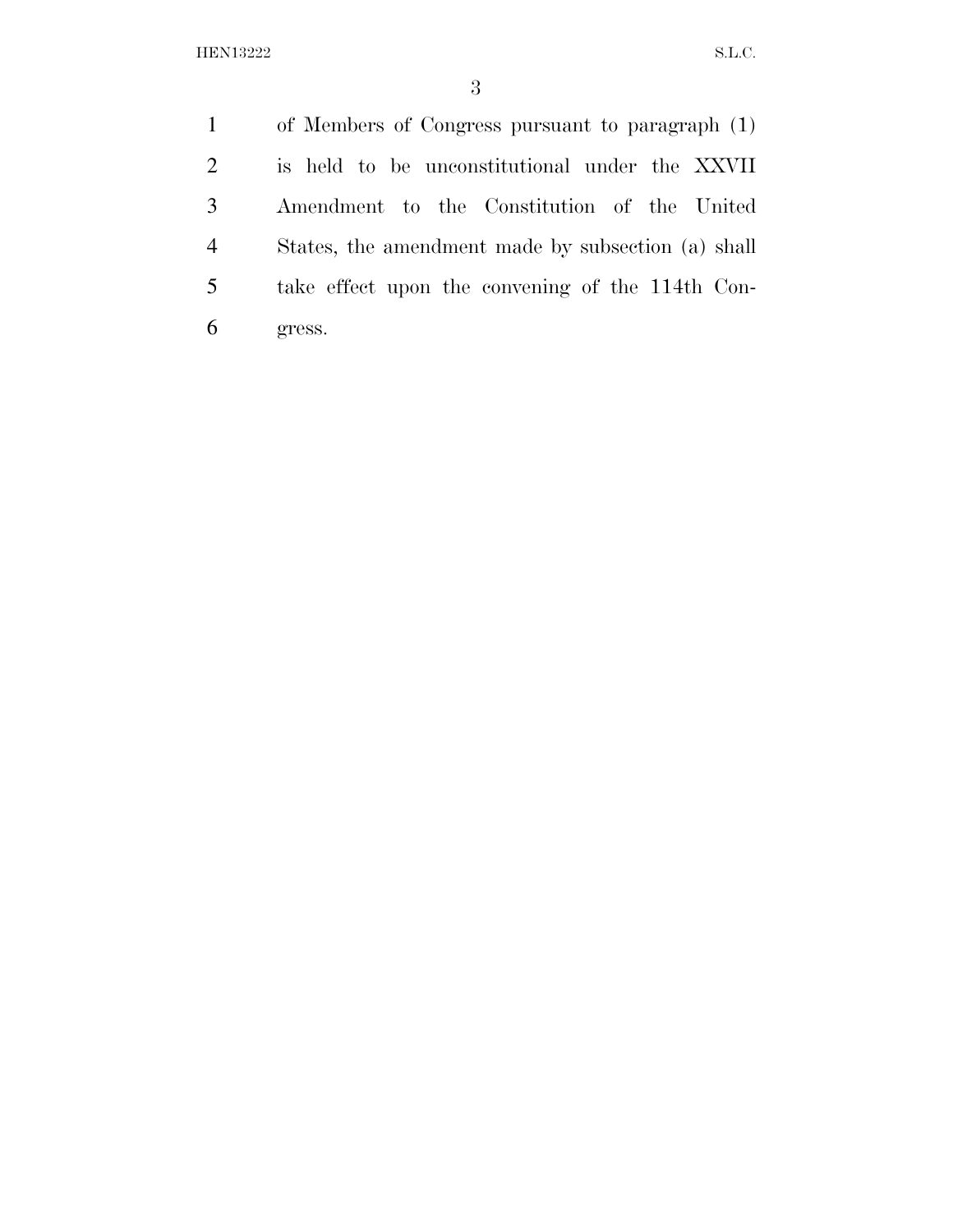of Members of Congress pursuant to paragraph (1) is held to be unconstitutional under the XXVII Amendment to the Constitution of the United States, the amendment made by subsection (a) shall take effect upon the convening of the 114th Congress.